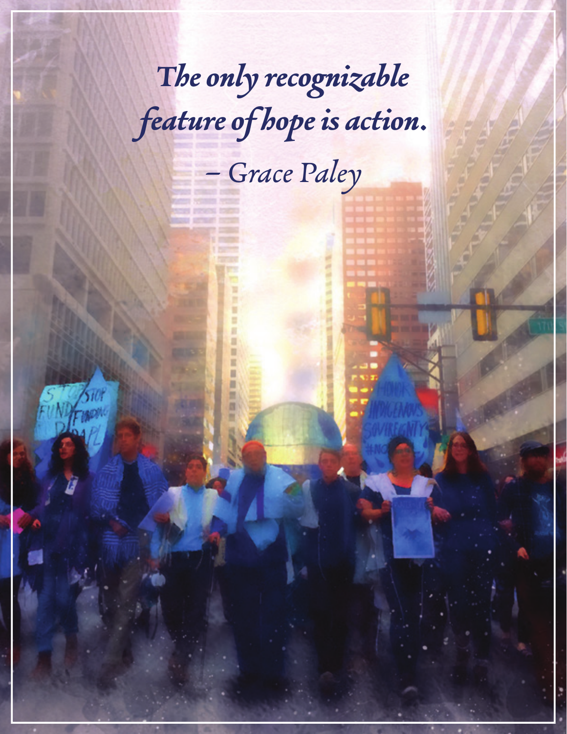*The only recognizable feature of hope is action.*

*– Grace Paley*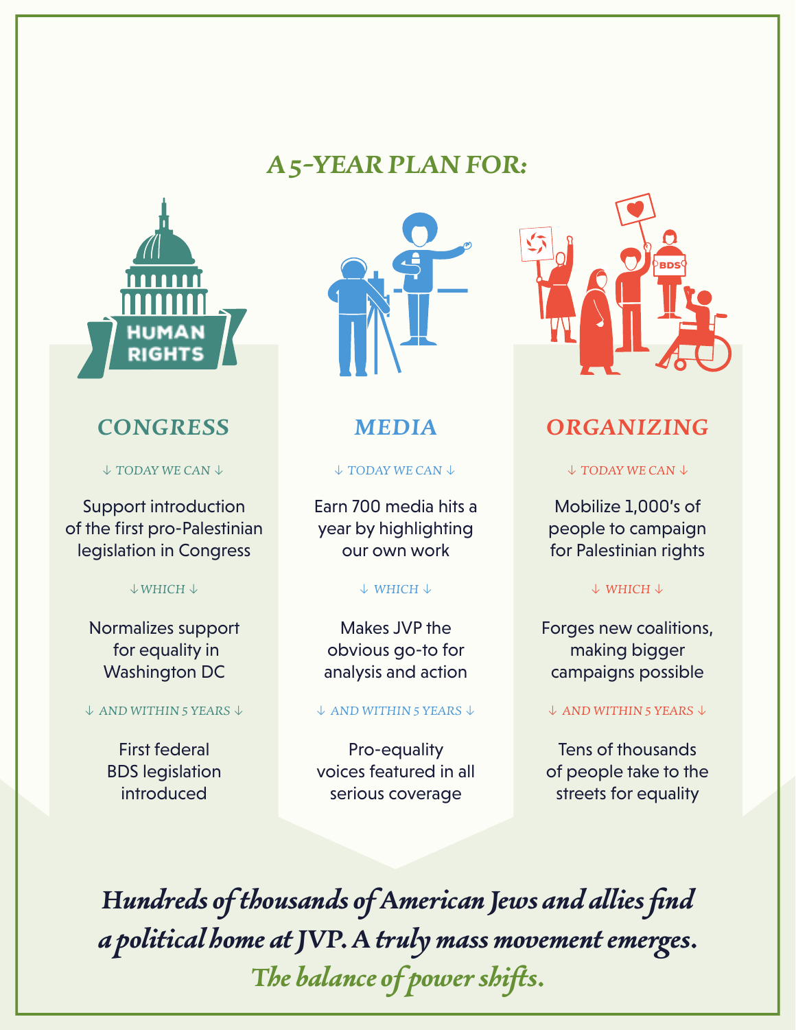## A 5-YEAR PLAN FOR:

### CONGRESS

↓ TODAY WE CAN ↓

Support introduction of the first pro-Palestinian legislation in Congress

↓ WHICH ↓

Normalizes support for equality in Washington DC

↓ AND WITHIN 5 YEARS ↓

First federal BDS legislation introduced

### MEDIA

↓ TODAY WE CAN ↓

Earn 700 media hits a year by highlighting our own work

↓ WHICH ↓

Makes JVP the obvious go-to for analysis and action

↓ AND WITHIN 5 YEARS ↓

Pro-equality voices featured in all serious coverage

### ORGANIZING

↓ TODAY WE CAN ↓

Mobilize 1,000's of people to campaign for Palestinian rights

↓ WHICH ↓

Forges new coalitions, making bigger campaigns possible

↓ AND WITHIN 5 YEARS ↓

Tens of thousands of people take to the streets for equality

***Hundreds of thousands of American Jews and allies find a political home at JVP. A truly mass movement emerges.***

***The balance of power shifts.***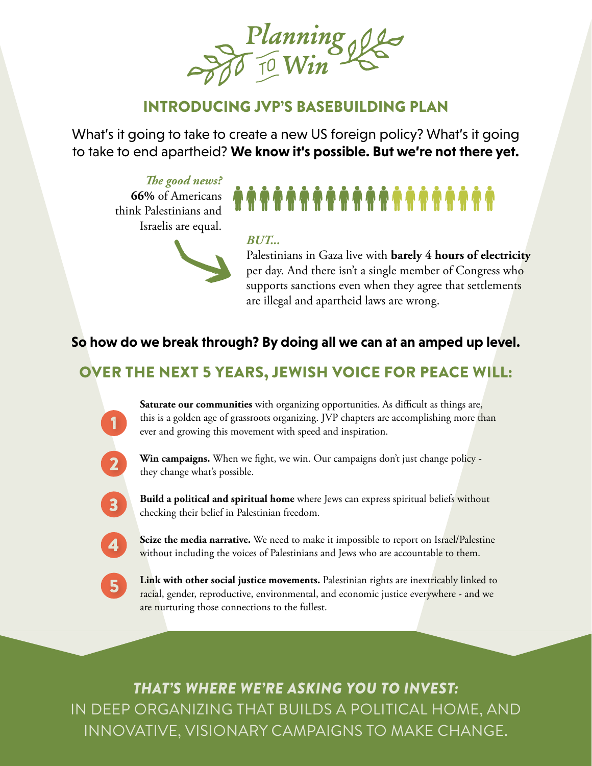# Planning to Win

## INTRODUCING JVP'S BASEBUILDING PLAN

What's it going to take to create a new US foreign policy? What's it going to take to end apartheid? **We know it's possible. But we're not there yet.**

***The good news?***
**66%** of Americans think Palestinians and Israelis are equal.

***BUT...***
Palestinians in Gaza live with **barely 4 hours of electricity** per day. And there isn't a single member of Congress who supports sanctions even when they agree that settlements are illegal and apartheid laws are wrong.

**So how do we break through? By doing all we can at an amped up level.**

## OVER THE NEXT 5 YEARS, JEWISH VOICE FOR PEACE WILL:

1. **Saturate our communities** with organizing opportunities. As difficult as things are, this is a golden age of grassroots organizing. JVP chapters are accomplishing more than ever and growing this movement with speed and inspiration.
2. **Win campaigns.** When we fight, we win. Our campaigns don't just change policy - they change what's possible.
3. **Build a political and spiritual home** where Jews can express spiritual beliefs without checking their belief in Palestinian freedom.
4. **Seize the media narrative.** We need to make it impossible to report on Israel/Palestine without including the voices of Palestinians and Jews who are accountable to them.
5. **Link with other social justice movements.** Palestinian rights are inextricably linked to racial, gender, reproductive, environmental, and economic justice everywhere - and we are nurturing those connections to the fullest.

***THAT'S WHERE WE'RE ASKING YOU TO INVEST:***
IN DEEP ORGANIZING THAT BUILDS A POLITICAL HOME, AND INNOVATIVE, VISIONARY CAMPAIGNS TO MAKE CHANGE.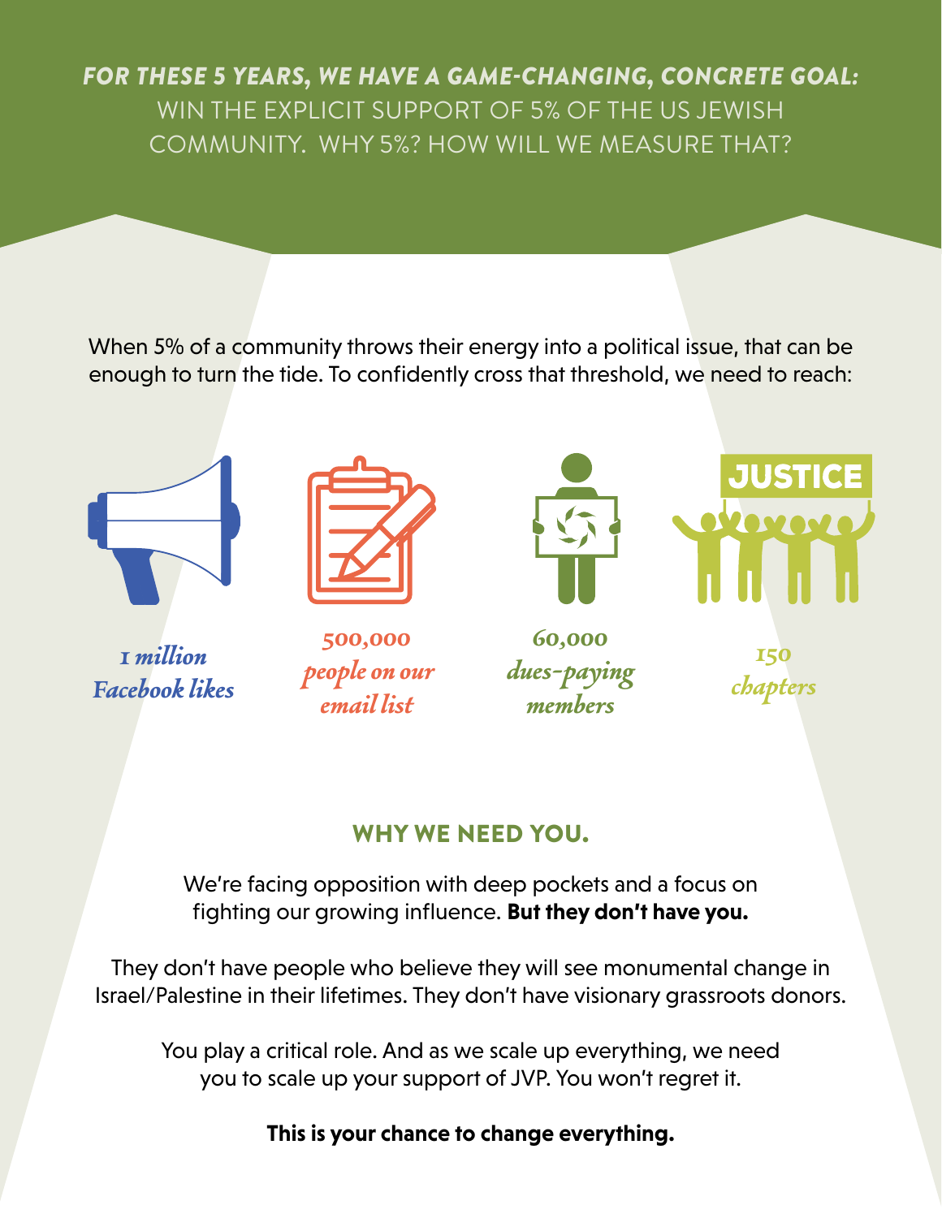## ***FOR THESE 5 YEARS, WE HAVE A GAME-CHANGING, CONCRETE GOAL:*** WIN THE EXPLICIT SUPPORT OF 5% OF THE US JEWISH COMMUNITY. WHY 5%? HOW WILL WE MEASURE THAT?

When 5% of a community throws their energy into a political issue, that can be enough to turn the tide. To confidently cross that threshold, we need to reach:

JUSTICE

*1 million Facebook likes*

*500,000 people on our email list*

*60,000 dues-paying members*

*150 chapters*

### WHY WE NEED YOU.

We're facing opposition with deep pockets and a focus on fighting our growing influence. **But they don't have you.**

They don't have people who believe they will see monumental change in Israel/Palestine in their lifetimes. They don't have visionary grassroots donors.

You play a critical role. And as we scale up everything, we need you to scale up your support of JVP. You won't regret it.

**This is your chance to change everything.**